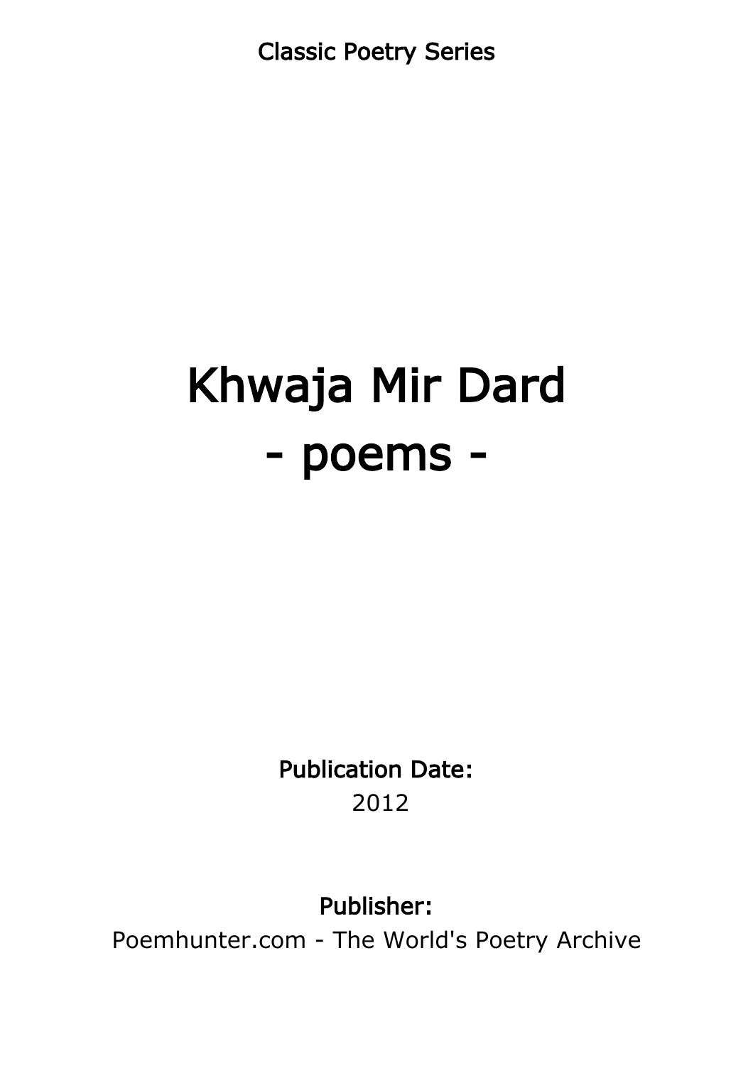Classic Poetry Series

# Khwaja Mir Dard
# - poems -

**Publication Date:**
2012

**Publisher:**
Poemhunter.com - The World's Poetry Archive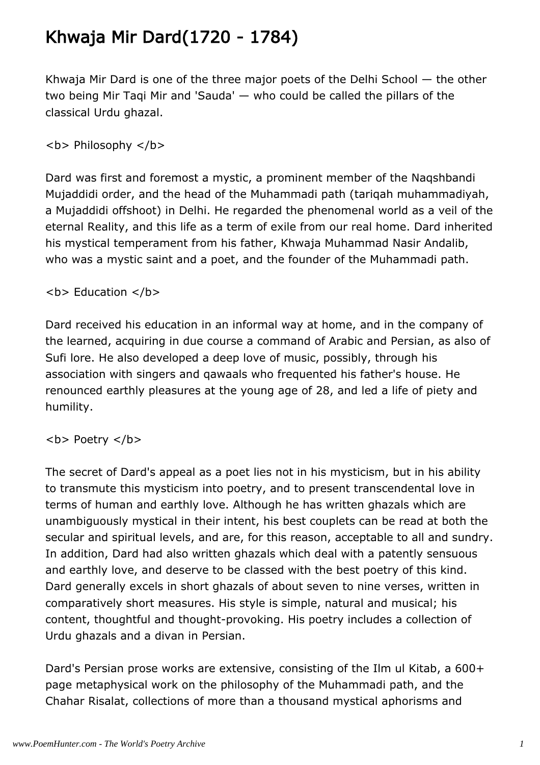# Khwaja Mir Dard(1720 - 1784)

Khwaja Mir Dard is one of the three major poets of the Delhi School — the other two being Mir Taqi Mir and 'Sauda' — who could be called the pillars of the classical Urdu ghazal.

<b> Philosophy </b>

Dard was first and foremost a mystic, a prominent member of the Naqshbandi Mujaddidi order, and the head of the Muhammadi path (tariqah muhammadiyah, a Mujaddidi offshoot) in Delhi. He regarded the phenomenal world as a veil of the eternal Reality, and this life as a term of exile from our real home. Dard inherited his mystical temperament from his father, Khwaja Muhammad Nasir Andalib, who was a mystic saint and a poet, and the founder of the Muhammadi path.

<b> Education </b>

Dard received his education in an informal way at home, and in the company of the learned, acquiring in due course a command of Arabic and Persian, as also of Sufi lore. He also developed a deep love of music, possibly, through his association with singers and qawaals who frequented his father's house. He renounced earthly pleasures at the young age of 28, and led a life of piety and humility.

<b> Poetry </b>

The secret of Dard's appeal as a poet lies not in his mysticism, but in his ability to transmute this mysticism into poetry, and to present transcendental love in terms of human and earthly love. Although he has written ghazals which are unambiguously mystical in their intent, his best couplets can be read at both the secular and spiritual levels, and are, for this reason, acceptable to all and sundry. In addition, Dard had also written ghazals which deal with a patently sensuous and earthly love, and deserve to be classed with the best poetry of this kind. Dard generally excels in short ghazals of about seven to nine verses, written in comparatively short measures. His style is simple, natural and musical; his content, thoughtful and thought-provoking. His poetry includes a collection of Urdu ghazals and a divan in Persian.

Dard's Persian prose works are extensive, consisting of the Ilm ul Kitab, a 600+ page metaphysical work on the philosophy of the Muhammadi path, and the Chahar Risalat, collections of more than a thousand mystical aphorisms and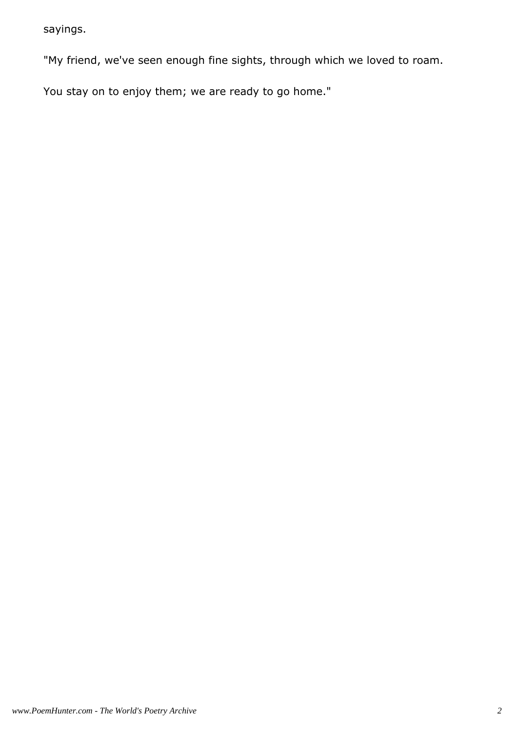sayings.

"My friend, we've seen enough fine sights, through which we loved to roam.

You stay on to enjoy them; we are ready to go home."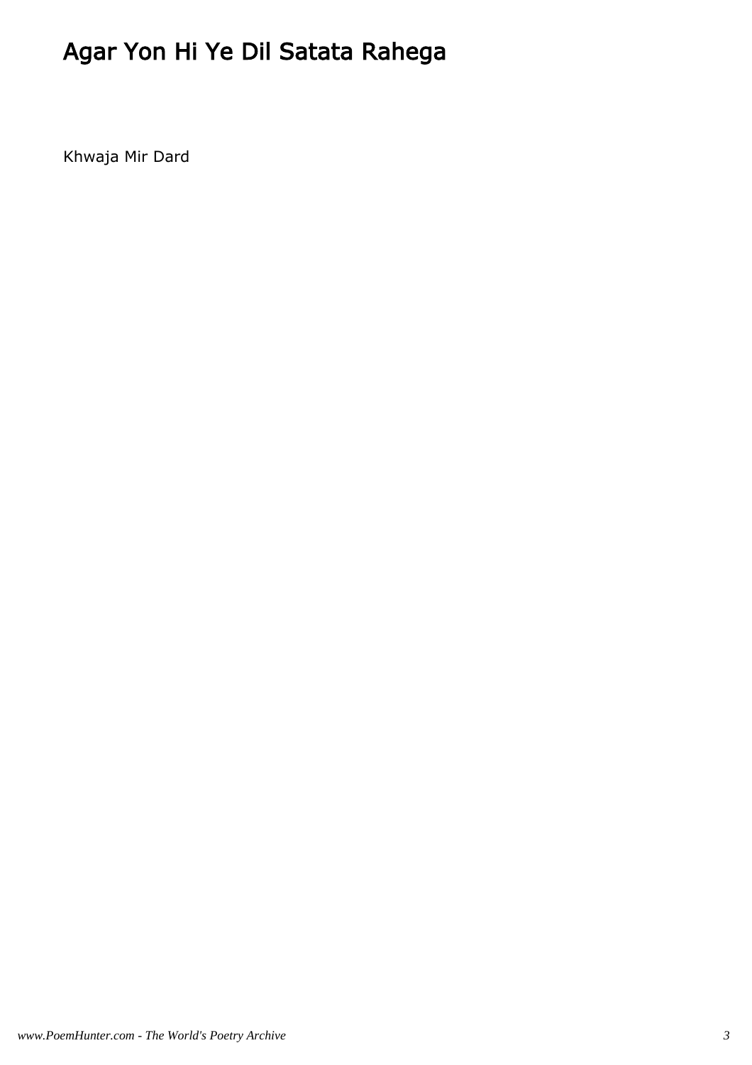# Agar Yon Hi Ye Dil Satata Rahega

Khwaja Mir Dard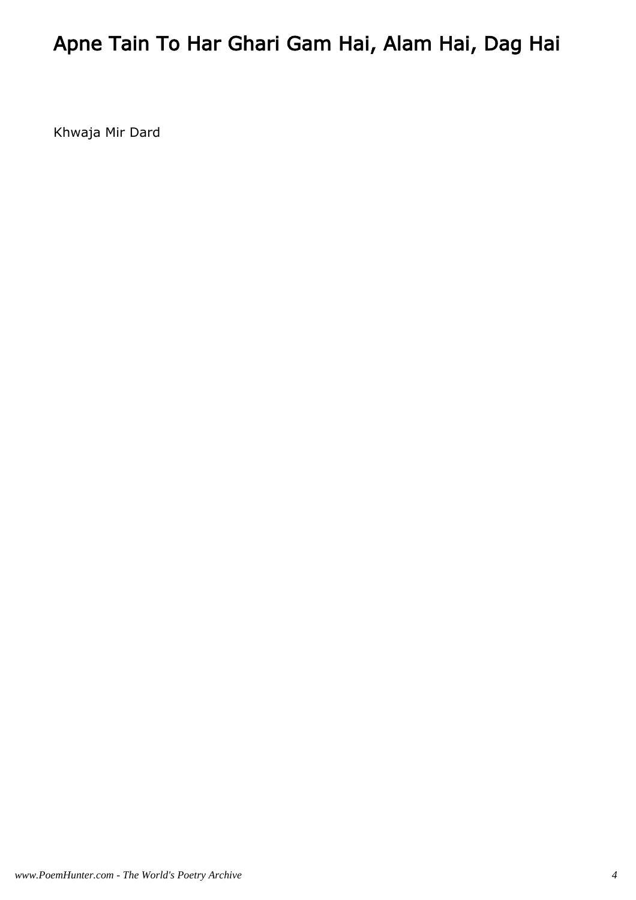# Apne Tain To Har Ghari Gam Hai, Alam Hai, Dag Hai

Khwaja Mir Dard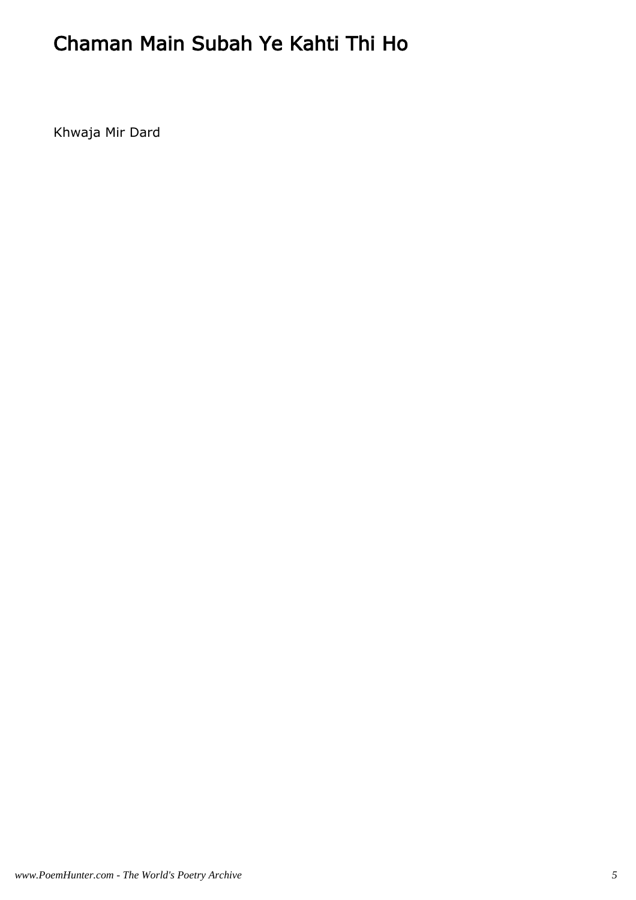# Chaman Main Subah Ye Kahti Thi Ho

Khwaja Mir Dard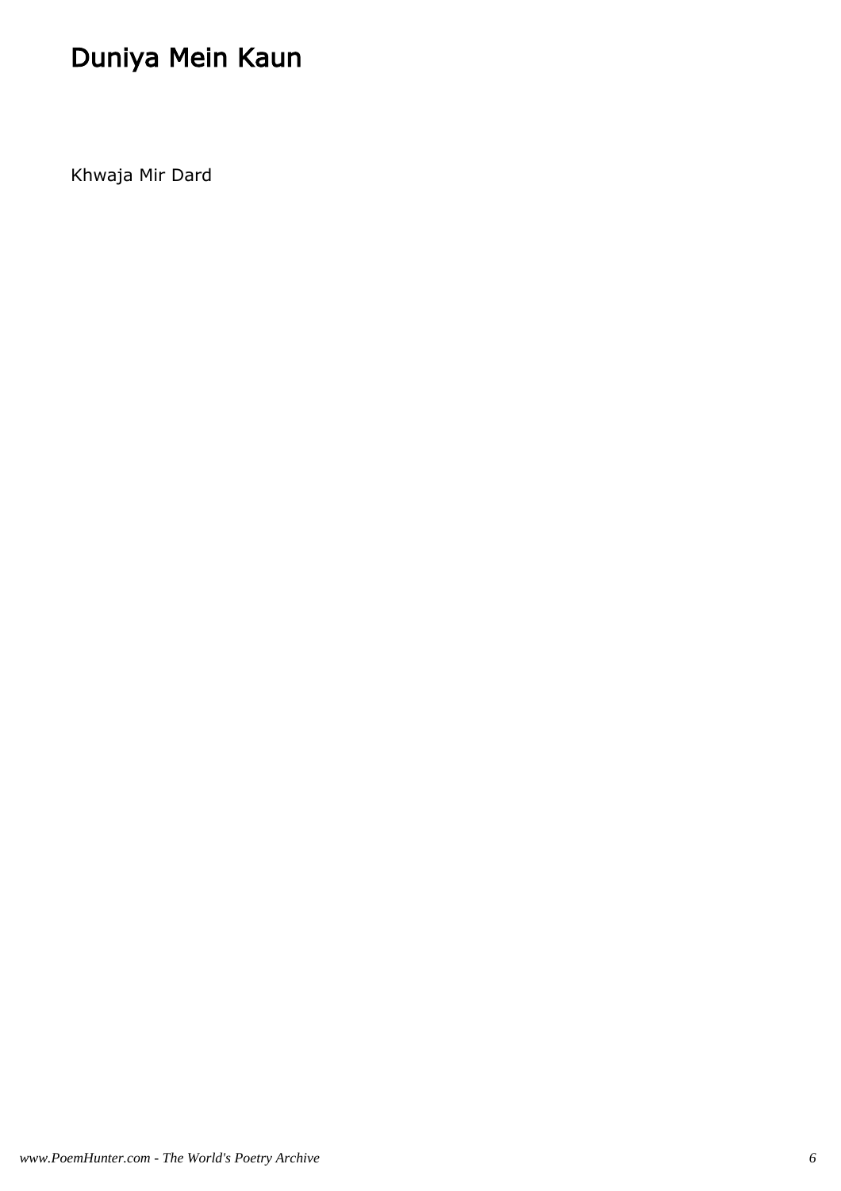# Duniya Mein Kaun

Khwaja Mir Dard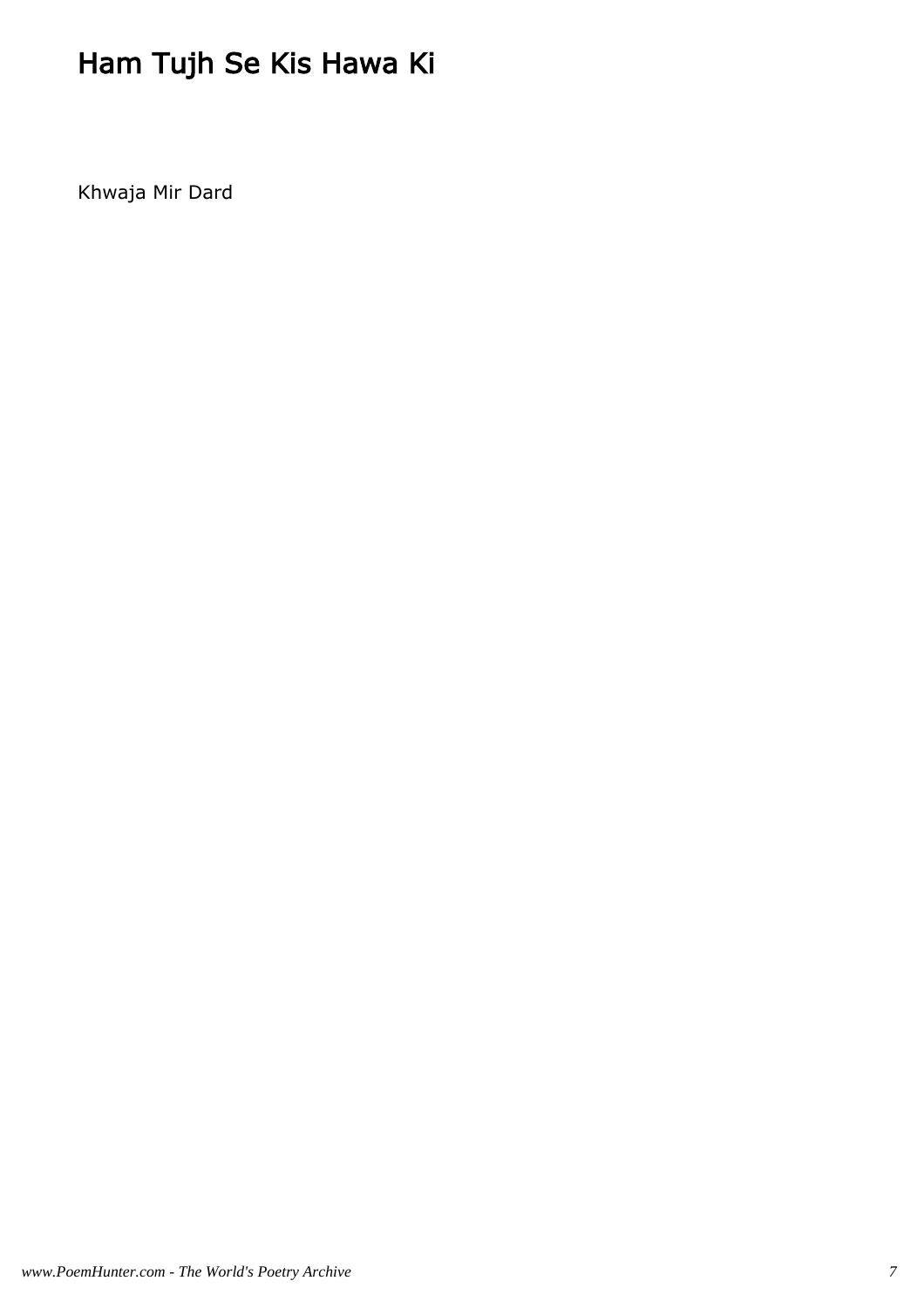# Ham Tujh Se Kis Hawa Ki

Khwaja Mir Dard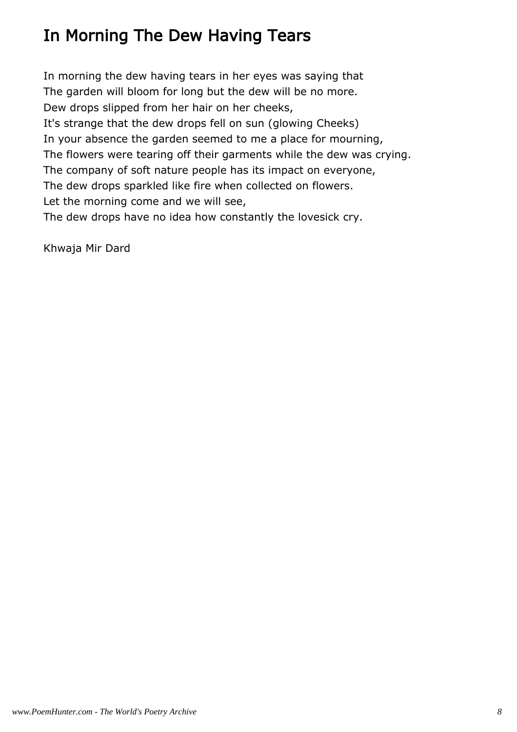# In Morning The Dew Having Tears

In morning the dew having tears in her eyes was saying that  
The garden will bloom for long but the dew will be no more.  
Dew drops slipped from her hair on her cheeks,  
It's strange that the dew drops fell on sun (glowing Cheeks)  
In your absence the garden seemed to me a place for mourning,  
The flowers were tearing off their garments while the dew was crying.  
The company of soft nature people has its impact on everyone,  
The dew drops sparkled like fire when collected on flowers.  
Let the morning come and we will see,  
The dew drops have no idea how constantly the lovesick cry.

Khwaja Mir Dard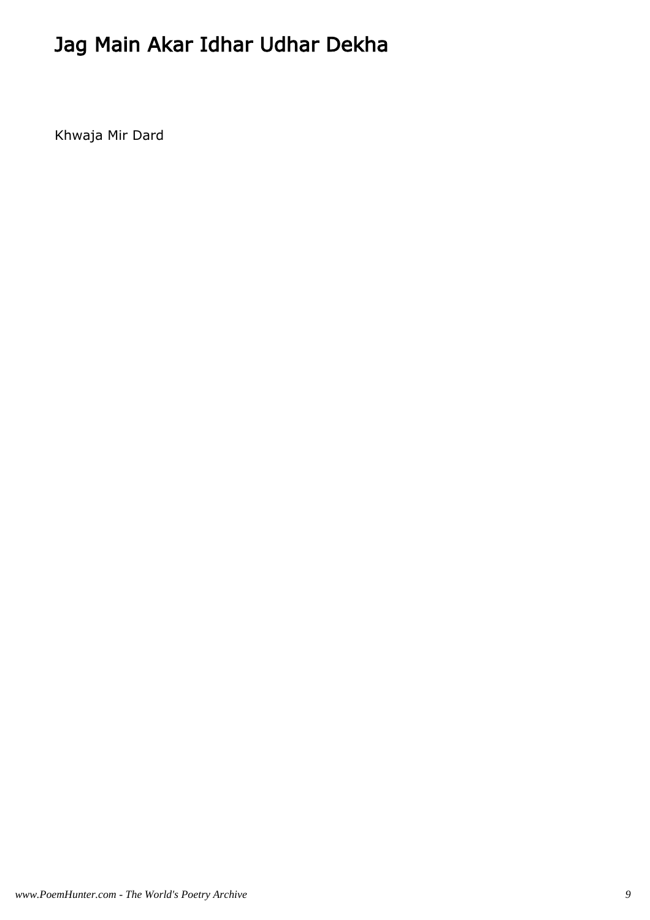# Jag Main Akar Idhar Udhar Dekha

Khwaja Mir Dard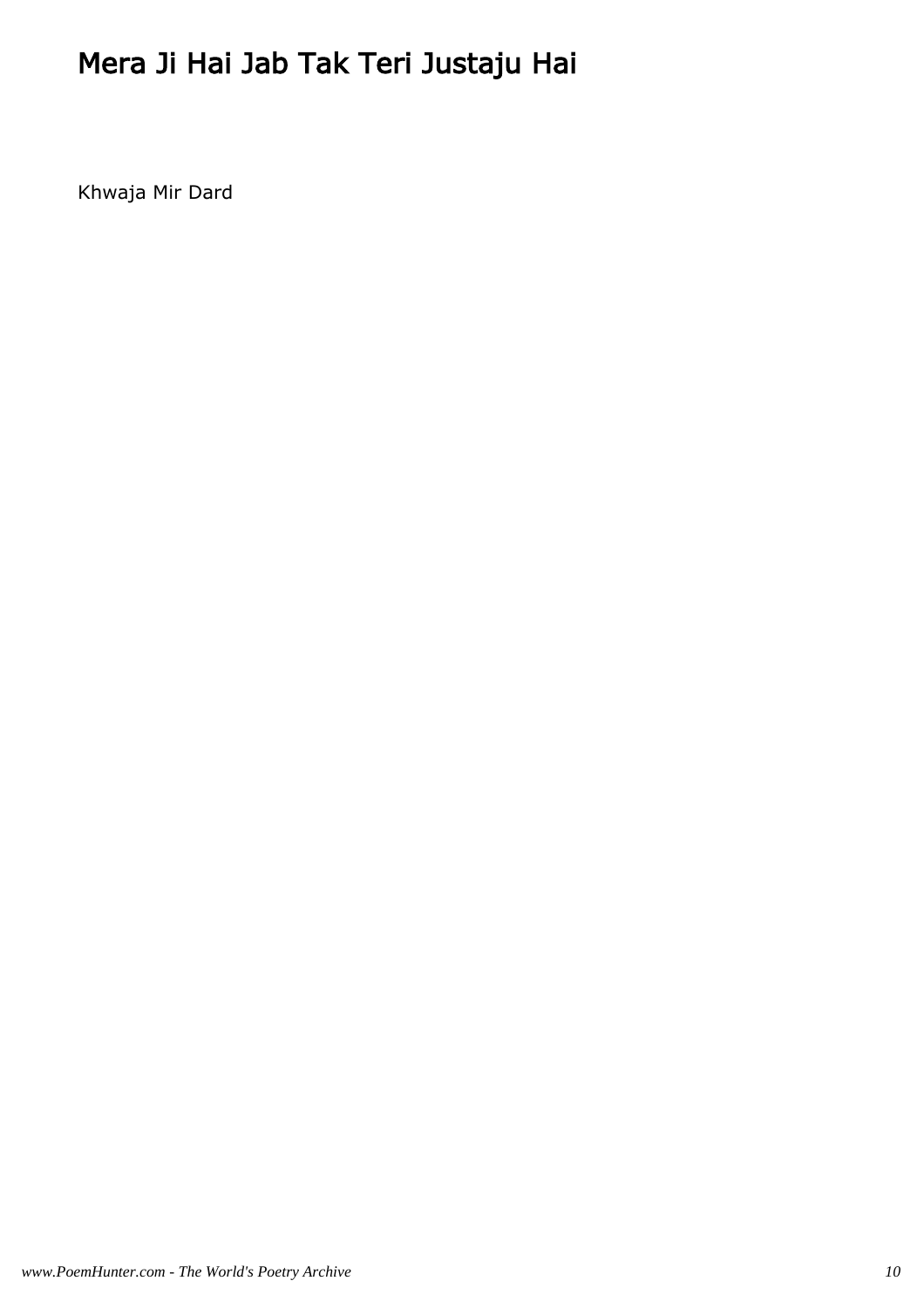# Mera Ji Hai Jab Tak Teri Justaju Hai

Khwaja Mir Dard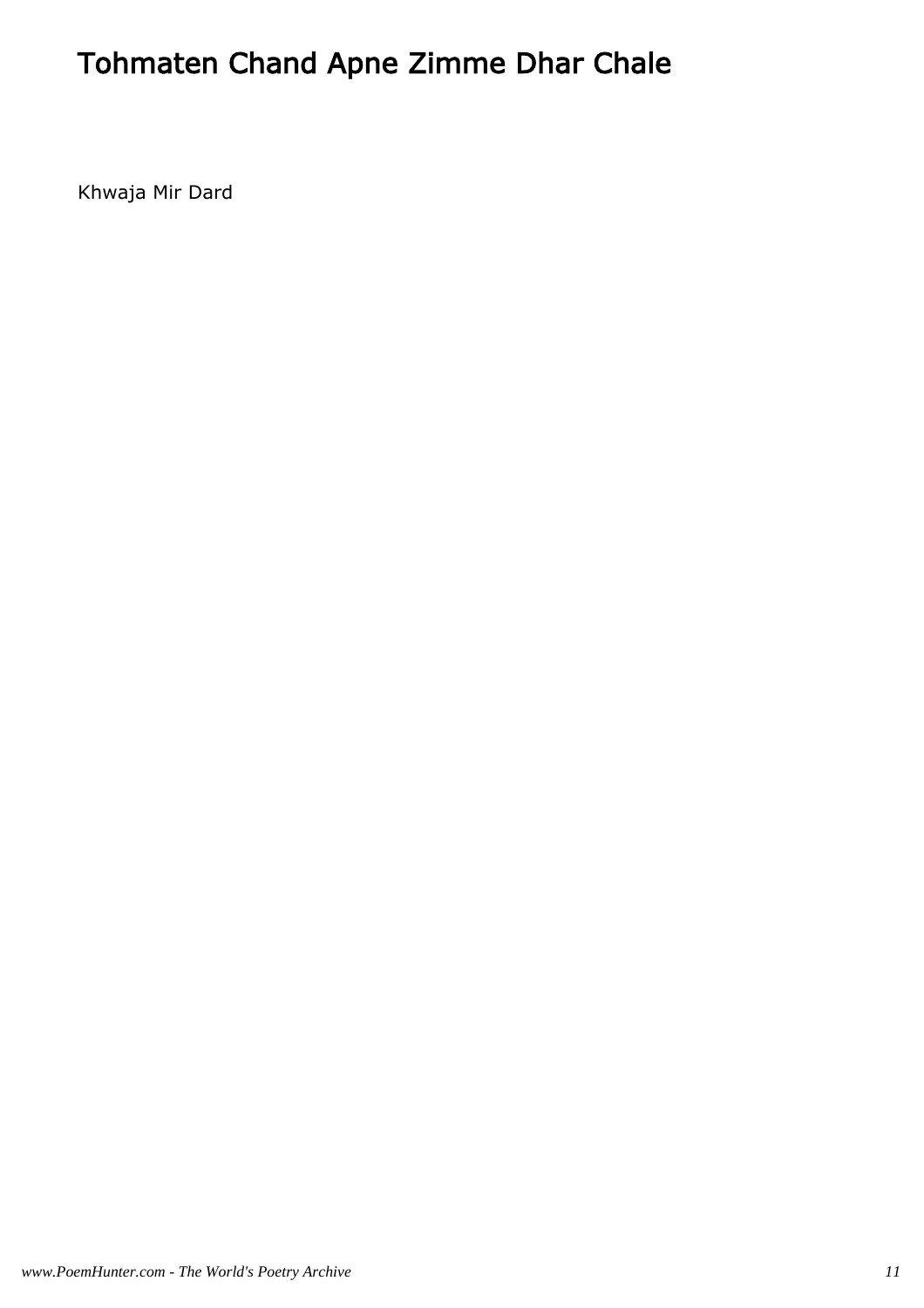# Tohmaten Chand Apne Zimme Dhar Chale

Khwaja Mir Dard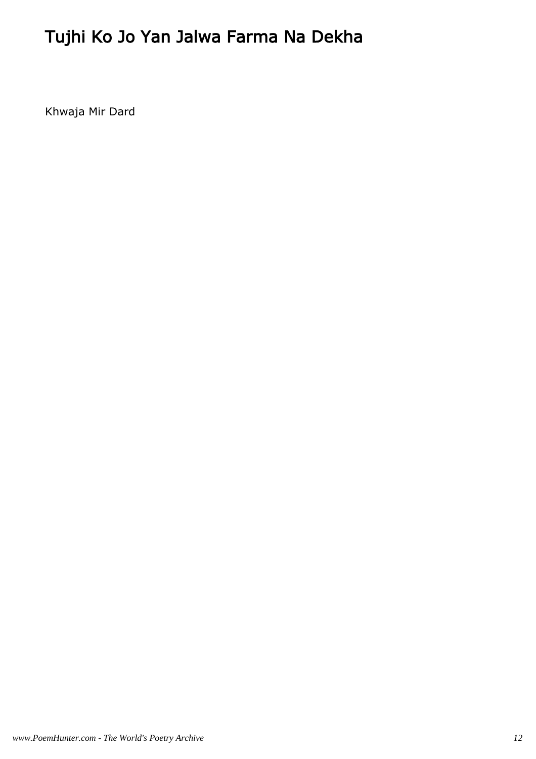# Tujhi Ko Jo Yan Jalwa Farma Na Dekha

Khwaja Mir Dard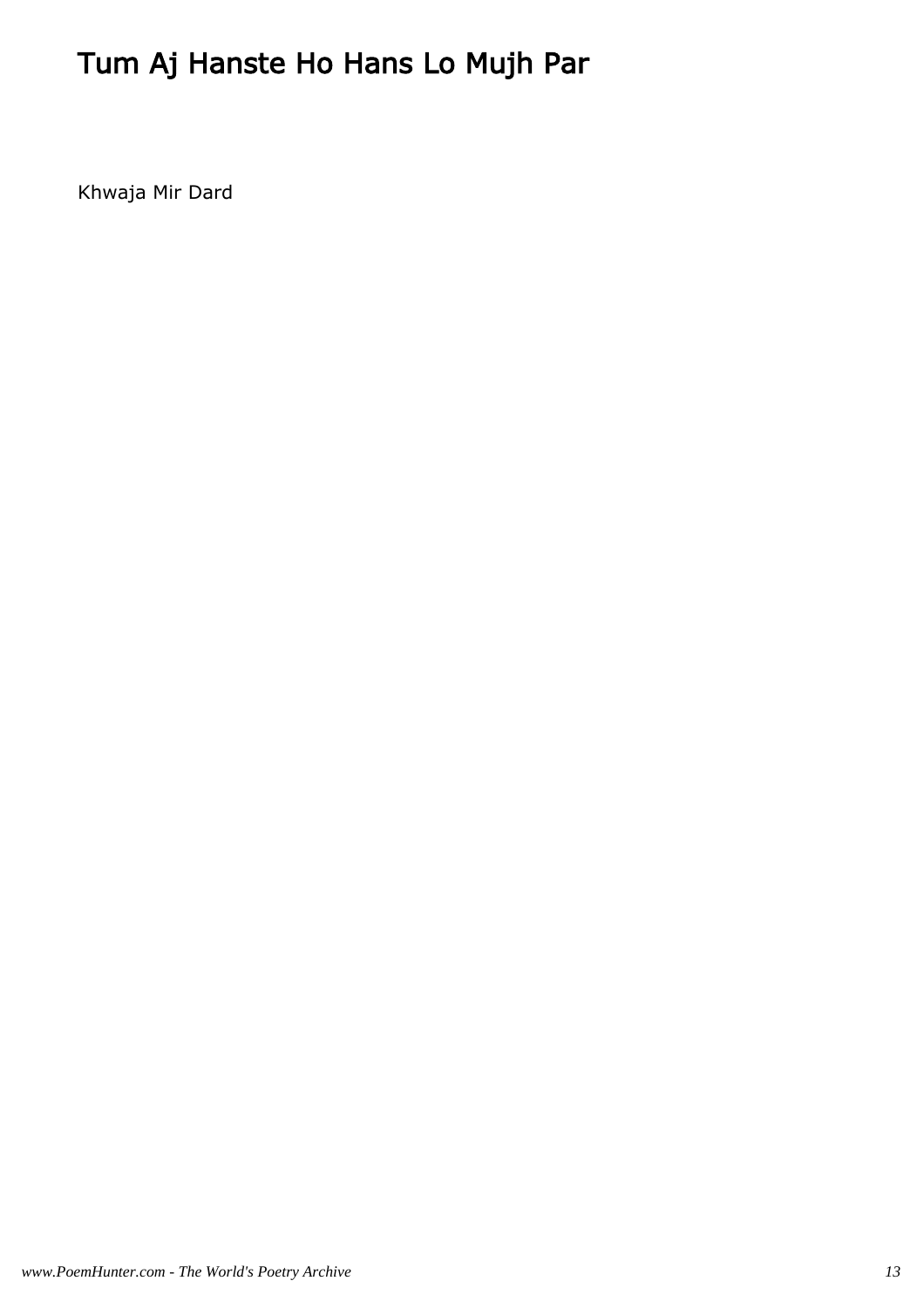# Tum Aj Hanste Ho Hans Lo Mujh Par

Khwaja Mir Dard